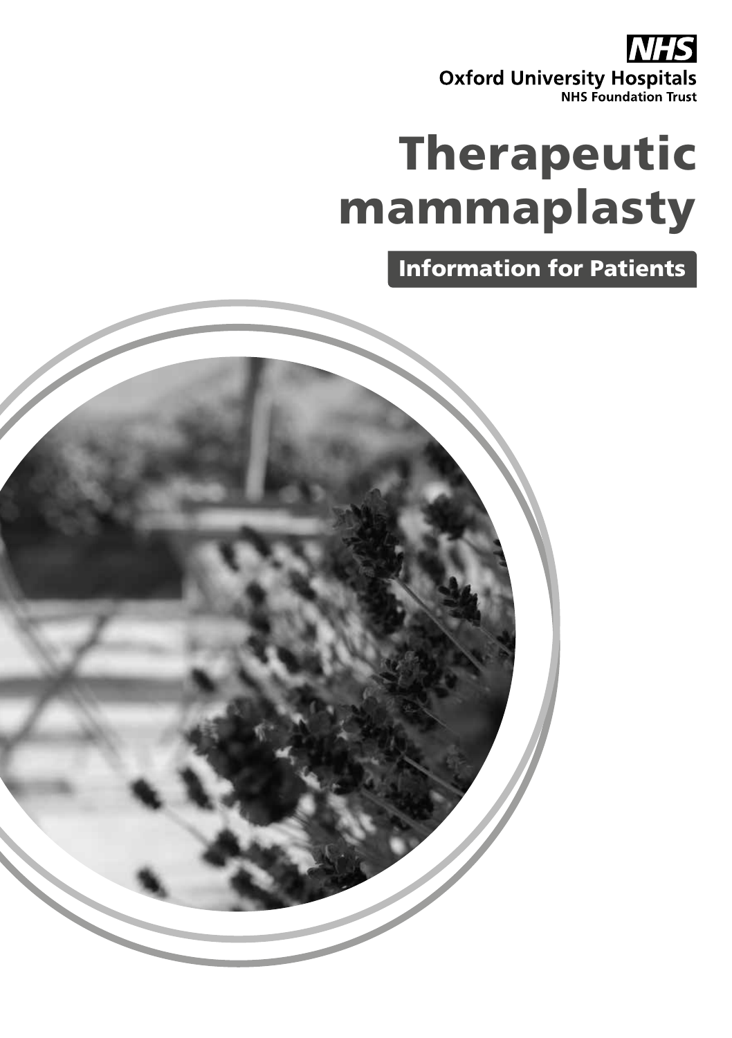NHS

**Oxford University Hospitals**
**NHS Foundation Trust**

# Therapeutic mammaplasty

## Information for Patients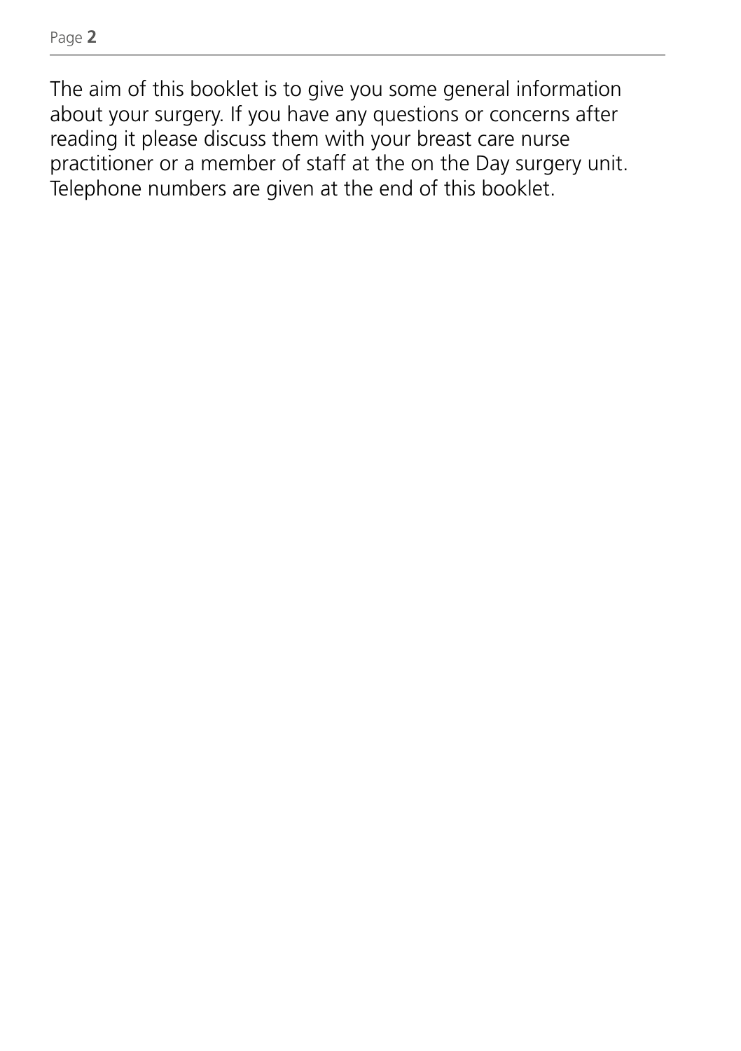The aim of this booklet is to give you some general information about your surgery. If you have any questions or concerns after reading it please discuss them with your breast care nurse practitioner or a member of staff at the on the Day surgery unit. Telephone numbers are given at the end of this booklet.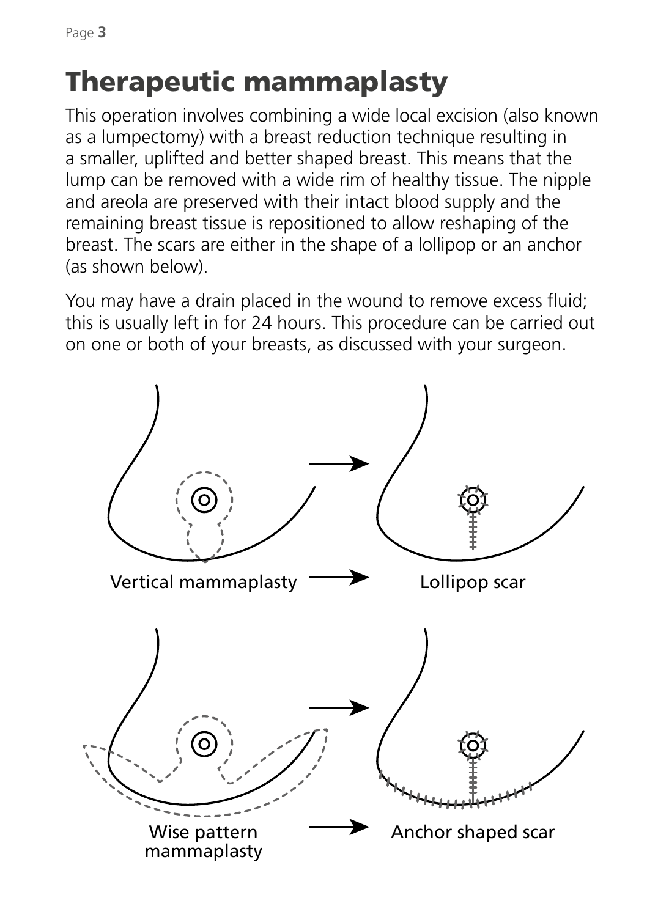# Therapeutic mammaplasty

This operation involves combining a wide local excision (also known as a lumpectomy) with a breast reduction technique resulting in a smaller, uplifted and better shaped breast. This means that the lump can be removed with a wide rim of healthy tissue. The nipple and areola are preserved with their intact blood supply and the remaining breast tissue is repositioned to allow reshaping of the breast. The scars are either in the shape of a lollipop or an anchor (as shown below).

You may have a drain placed in the wound to remove excess fluid; this is usually left in for 24 hours. This procedure can be carried out on one or both of your breasts, as discussed with your surgeon.

Vertical mammaplasty → Lollipop scar

Wise pattern mammaplasty → Anchor shaped scar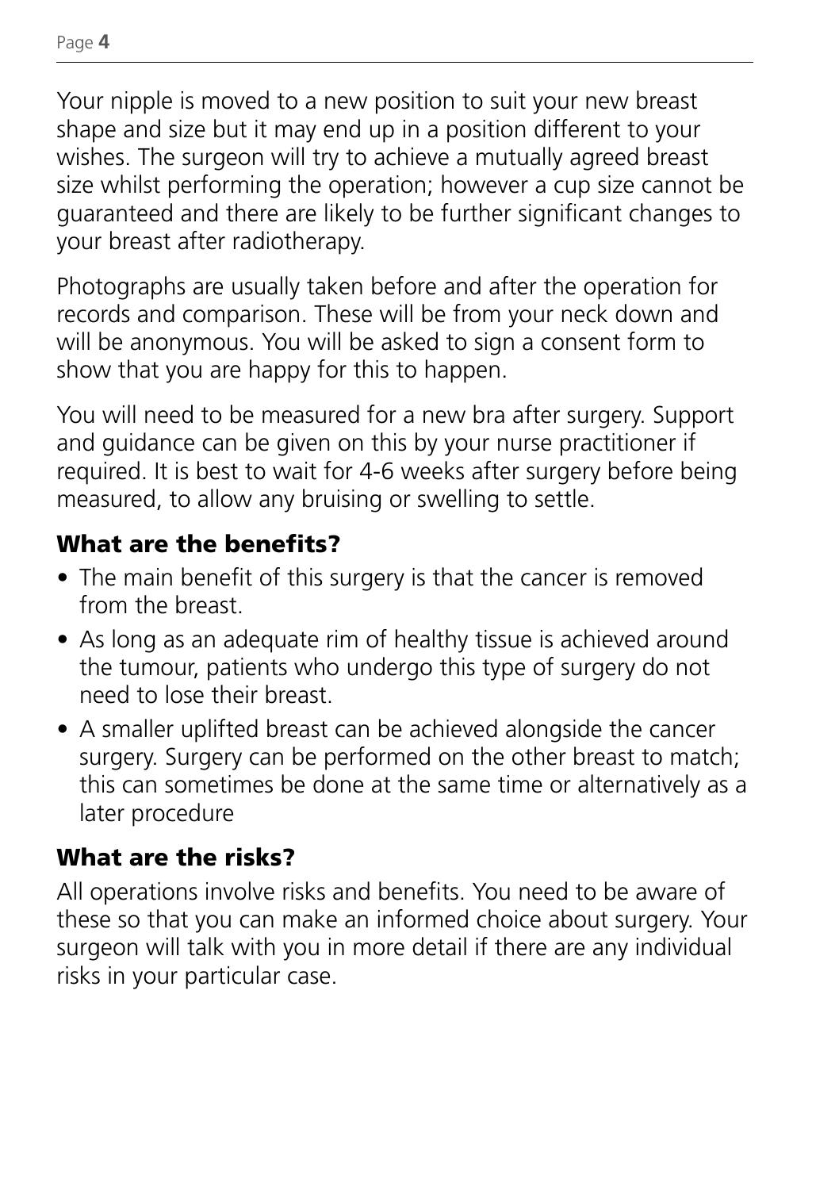Your nipple is moved to a new position to suit your new breast shape and size but it may end up in a position different to your wishes. The surgeon will try to achieve a mutually agreed breast size whilst performing the operation; however a cup size cannot be guaranteed and there are likely to be further significant changes to your breast after radiotherapy.

Photographs are usually taken before and after the operation for records and comparison. These will be from your neck down and will be anonymous. You will be asked to sign a consent form to show that you are happy for this to happen.

You will need to be measured for a new bra after surgery. Support and guidance can be given on this by your nurse practitioner if required. It is best to wait for 4-6 weeks after surgery before being measured, to allow any bruising or swelling to settle.

## What are the benefits?

- The main benefit of this surgery is that the cancer is removed from the breast.
- As long as an adequate rim of healthy tissue is achieved around the tumour, patients who undergo this type of surgery do not need to lose their breast.
- A smaller uplifted breast can be achieved alongside the cancer surgery. Surgery can be performed on the other breast to match; this can sometimes be done at the same time or alternatively as a later procedure

## What are the risks?

All operations involve risks and benefits. You need to be aware of these so that you can make an informed choice about surgery. Your surgeon will talk with you in more detail if there are any individual risks in your particular case.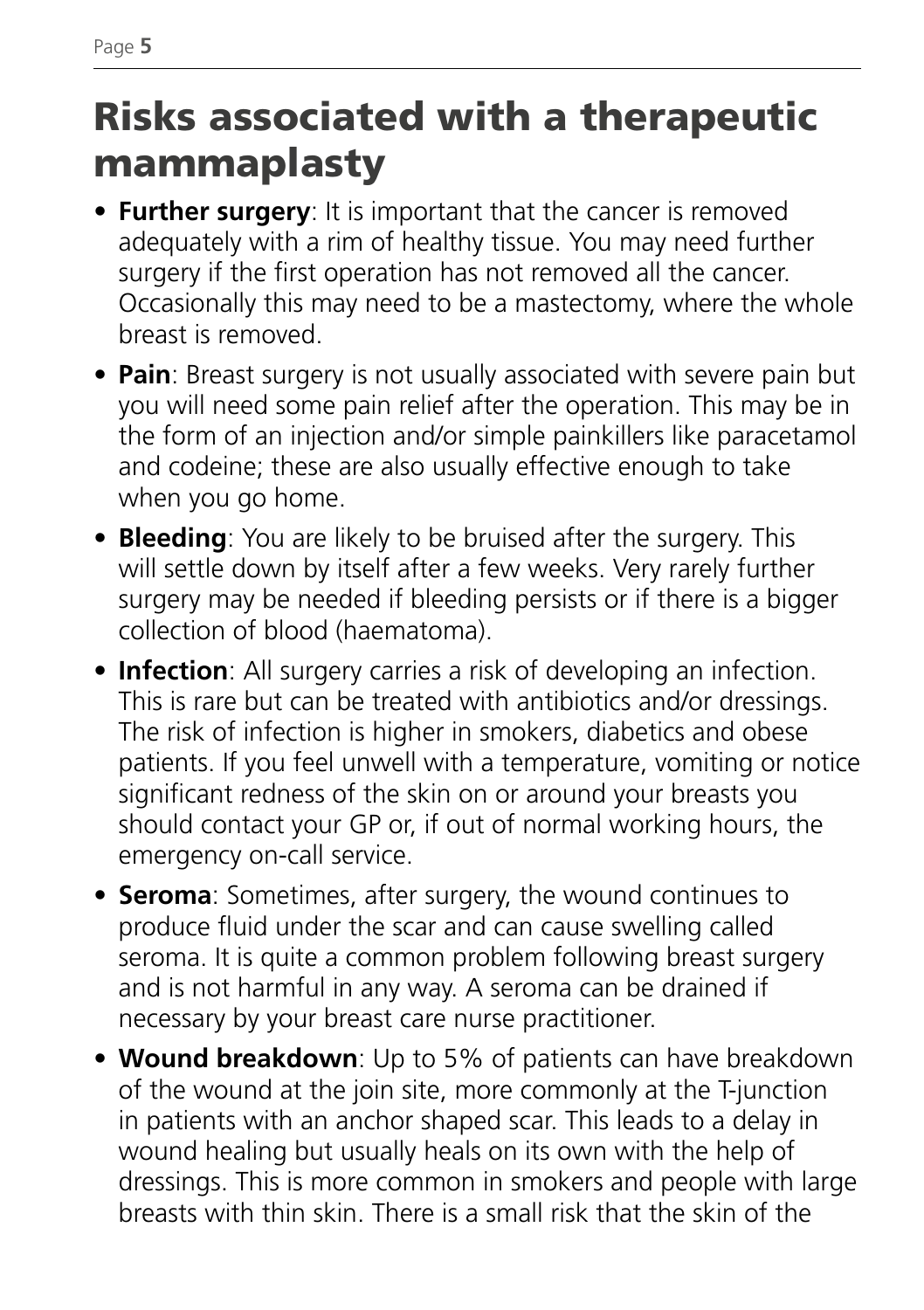# Risks associated with a therapeutic mammaplasty

- **Further surgery**: It is important that the cancer is removed adequately with a rim of healthy tissue. You may need further surgery if the first operation has not removed all the cancer. Occasionally this may need to be a mastectomy, where the whole breast is removed.
- **Pain**: Breast surgery is not usually associated with severe pain but you will need some pain relief after the operation. This may be in the form of an injection and/or simple painkillers like paracetamol and codeine; these are also usually effective enough to take when you go home.
- **Bleeding**: You are likely to be bruised after the surgery. This will settle down by itself after a few weeks. Very rarely further surgery may be needed if bleeding persists or if there is a bigger collection of blood (haematoma).
- **Infection**: All surgery carries a risk of developing an infection. This is rare but can be treated with antibiotics and/or dressings. The risk of infection is higher in smokers, diabetics and obese patients. If you feel unwell with a temperature, vomiting or notice significant redness of the skin on or around your breasts you should contact your GP or, if out of normal working hours, the emergency on-call service.
- **Seroma**: Sometimes, after surgery, the wound continues to produce fluid under the scar and can cause swelling called seroma. It is quite a common problem following breast surgery and is not harmful in any way. A seroma can be drained if necessary by your breast care nurse practitioner.
- **Wound breakdown**: Up to 5% of patients can have breakdown of the wound at the join site, more commonly at the T-junction in patients with an anchor shaped scar. This leads to a delay in wound healing but usually heals on its own with the help of dressings. This is more common in smokers and people with large breasts with thin skin. There is a small risk that the skin of the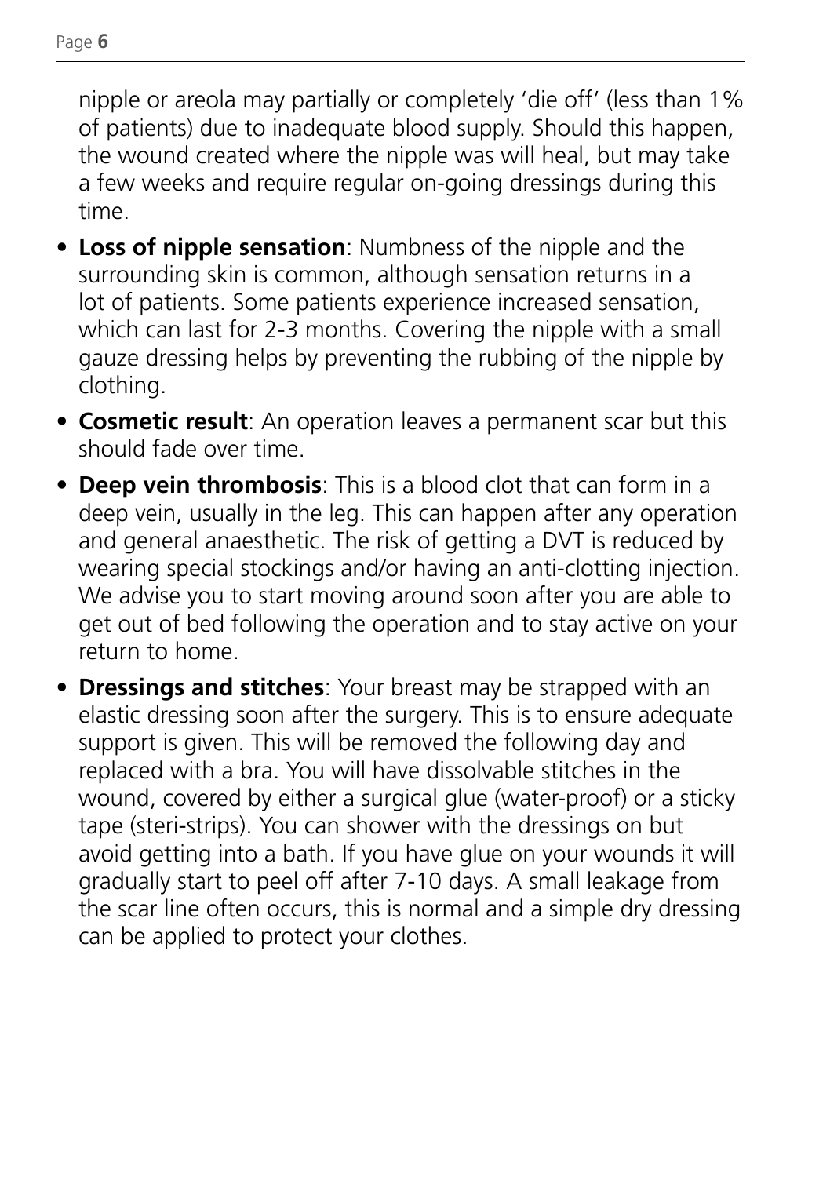nipple or areola may partially or completely 'die off' (less than 1% of patients) due to inadequate blood supply. Should this happen, the wound created where the nipple was will heal, but may take a few weeks and require regular on-going dressings during this time.

- **Loss of nipple sensation**: Numbness of the nipple and the surrounding skin is common, although sensation returns in a lot of patients. Some patients experience increased sensation, which can last for 2-3 months. Covering the nipple with a small gauze dressing helps by preventing the rubbing of the nipple by clothing.
- **Cosmetic result**: An operation leaves a permanent scar but this should fade over time.
- **Deep vein thrombosis**: This is a blood clot that can form in a deep vein, usually in the leg. This can happen after any operation and general anaesthetic. The risk of getting a DVT is reduced by wearing special stockings and/or having an anti-clotting injection. We advise you to start moving around soon after you are able to get out of bed following the operation and to stay active on your return to home.
- **Dressings and stitches**: Your breast may be strapped with an elastic dressing soon after the surgery. This is to ensure adequate support is given. This will be removed the following day and replaced with a bra. You will have dissolvable stitches in the wound, covered by either a surgical glue (water-proof) or a sticky tape (steri-strips). You can shower with the dressings on but avoid getting into a bath. If you have glue on your wounds it will gradually start to peel off after 7-10 days. A small leakage from the scar line often occurs, this is normal and a simple dry dressing can be applied to protect your clothes.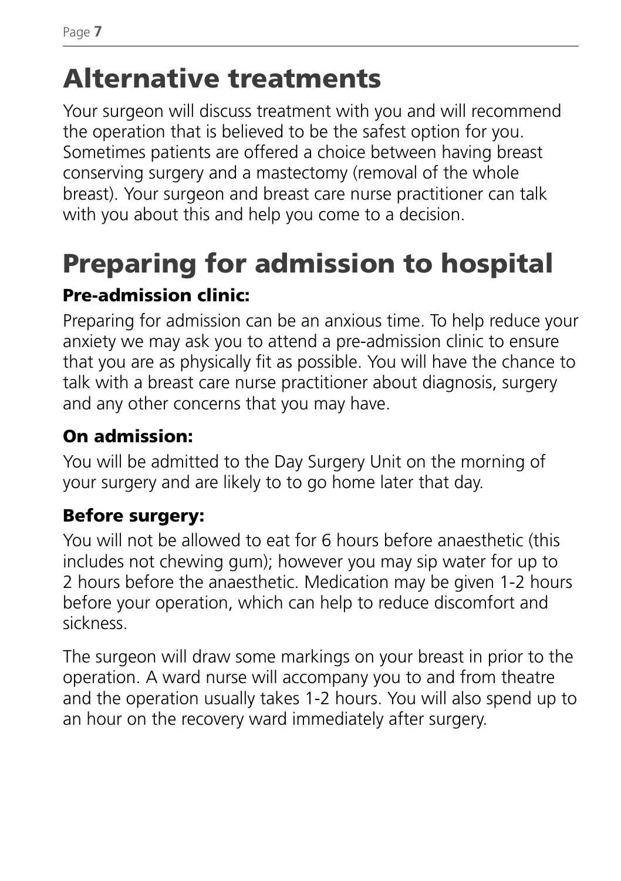# Alternative treatments

Your surgeon will discuss treatment with you and will recommend the operation that is believed to be the safest option for you. Sometimes patients are offered a choice between having breast conserving surgery and a mastectomy (removal of the whole breast). Your surgeon and breast care nurse practitioner can talk with you about this and help you come to a decision.

# Preparing for admission to hospital

### Pre-admission clinic:

Preparing for admission can be an anxious time. To help reduce your anxiety we may ask you to attend a pre-admission clinic to ensure that you are as physically fit as possible. You will have the chance to talk with a breast care nurse practitioner about diagnosis, surgery and any other concerns that you may have.

### On admission:

You will be admitted to the Day Surgery Unit on the morning of your surgery and are likely to to go home later that day.

### Before surgery:

You will not be allowed to eat for 6 hours before anaesthetic (this includes not chewing gum); however you may sip water for up to 2 hours before the anaesthetic. Medication may be given 1-2 hours before your operation, which can help to reduce discomfort and sickness.

The surgeon will draw some markings on your breast in prior to the operation. A ward nurse will accompany you to and from theatre and the operation usually takes 1-2 hours. You will also spend up to an hour on the recovery ward immediately after surgery.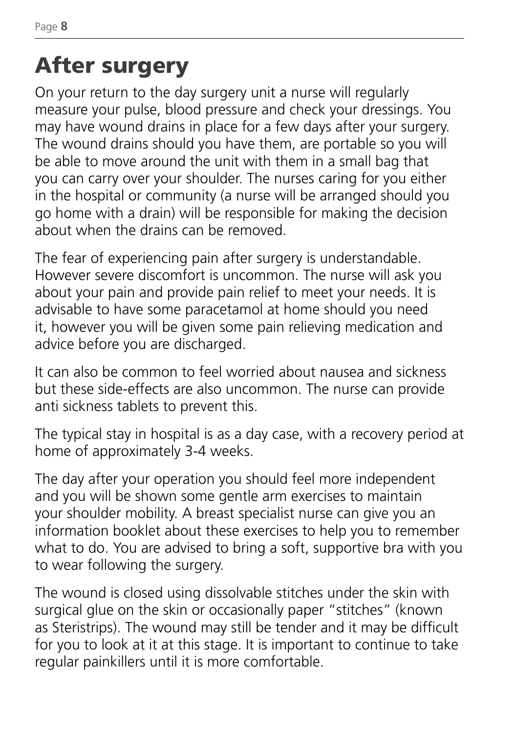# After surgery

On your return to the day surgery unit a nurse will regularly measure your pulse, blood pressure and check your dressings. You may have wound drains in place for a few days after your surgery. The wound drains should you have them, are portable so you will be able to move around the unit with them in a small bag that you can carry over your shoulder. The nurses caring for you either in the hospital or community (a nurse will be arranged should you go home with a drain) will be responsible for making the decision about when the drains can be removed.

The fear of experiencing pain after surgery is understandable. However severe discomfort is uncommon. The nurse will ask you about your pain and provide pain relief to meet your needs. It is advisable to have some paracetamol at home should you need it, however you will be given some pain relieving medication and advice before you are discharged.

It can also be common to feel worried about nausea and sickness but these side-effects are also uncommon. The nurse can provide anti sickness tablets to prevent this.

The typical stay in hospital is as a day case, with a recovery period at home of approximately 3-4 weeks.

The day after your operation you should feel more independent and you will be shown some gentle arm exercises to maintain your shoulder mobility. A breast specialist nurse can give you an information booklet about these exercises to help you to remember what to do. You are advised to bring a soft, supportive bra with you to wear following the surgery.

The wound is closed using dissolvable stitches under the skin with surgical glue on the skin or occasionally paper "stitches" (known as Steristrips). The wound may still be tender and it may be difficult for you to look at it at this stage. It is important to continue to take regular painkillers until it is more comfortable.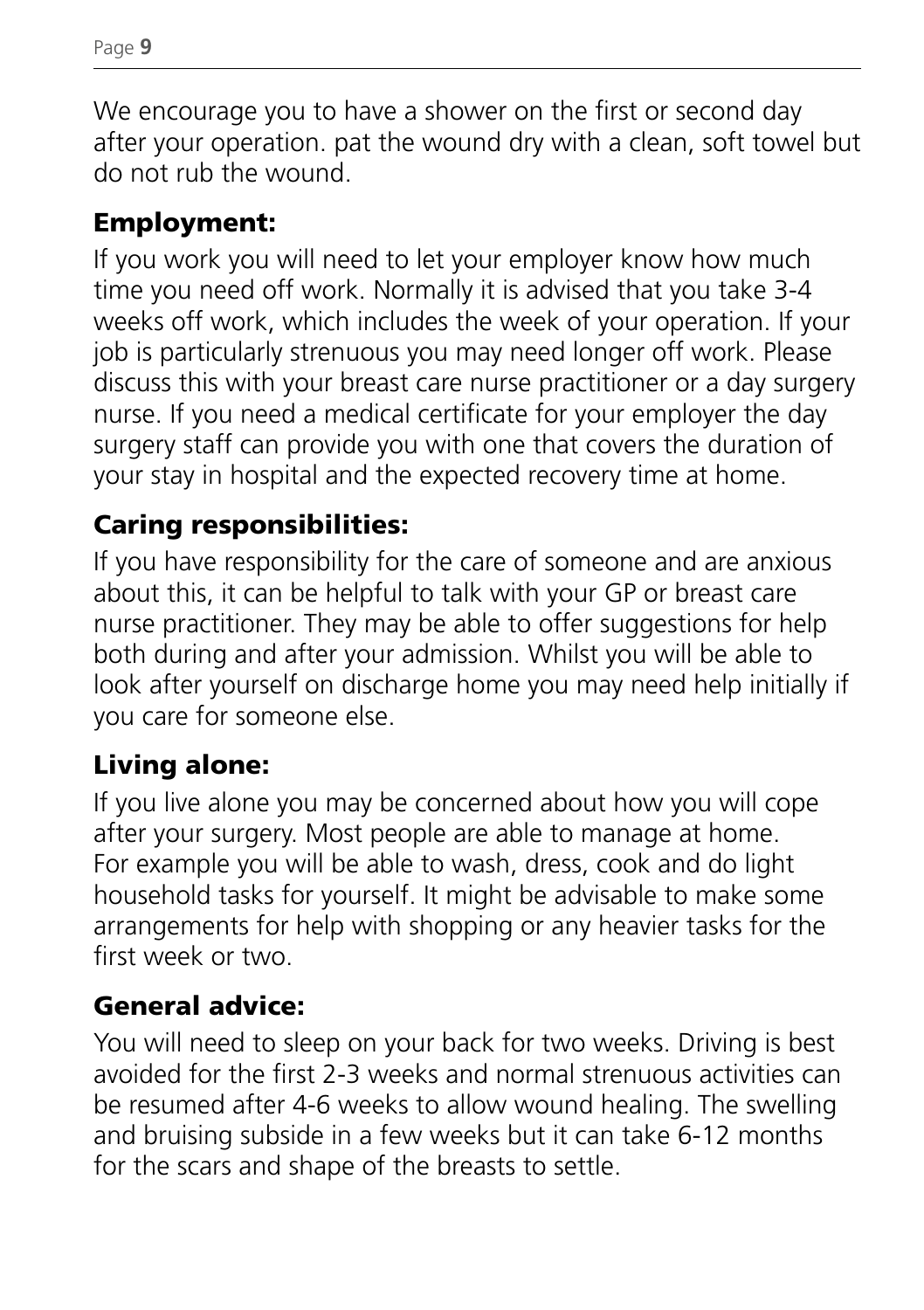We encourage you to have a shower on the first or second day after your operation. pat the wound dry with a clean, soft towel but do not rub the wound.

## Employment:

If you work you will need to let your employer know how much time you need off work. Normally it is advised that you take 3-4 weeks off work, which includes the week of your operation. If your job is particularly strenuous you may need longer off work. Please discuss this with your breast care nurse practitioner or a day surgery nurse. If you need a medical certificate for your employer the day surgery staff can provide you with one that covers the duration of your stay in hospital and the expected recovery time at home.

## Caring responsibilities:

If you have responsibility for the care of someone and are anxious about this, it can be helpful to talk with your GP or breast care nurse practitioner. They may be able to offer suggestions for help both during and after your admission. Whilst you will be able to look after yourself on discharge home you may need help initially if you care for someone else.

## Living alone:

If you live alone you may be concerned about how you will cope after your surgery. Most people are able to manage at home. For example you will be able to wash, dress, cook and do light household tasks for yourself. It might be advisable to make some arrangements for help with shopping or any heavier tasks for the first week or two.

## General advice:

You will need to sleep on your back for two weeks. Driving is best avoided for the first 2-3 weeks and normal strenuous activities can be resumed after 4-6 weeks to allow wound healing. The swelling and bruising subside in a few weeks but it can take 6-12 months for the scars and shape of the breasts to settle.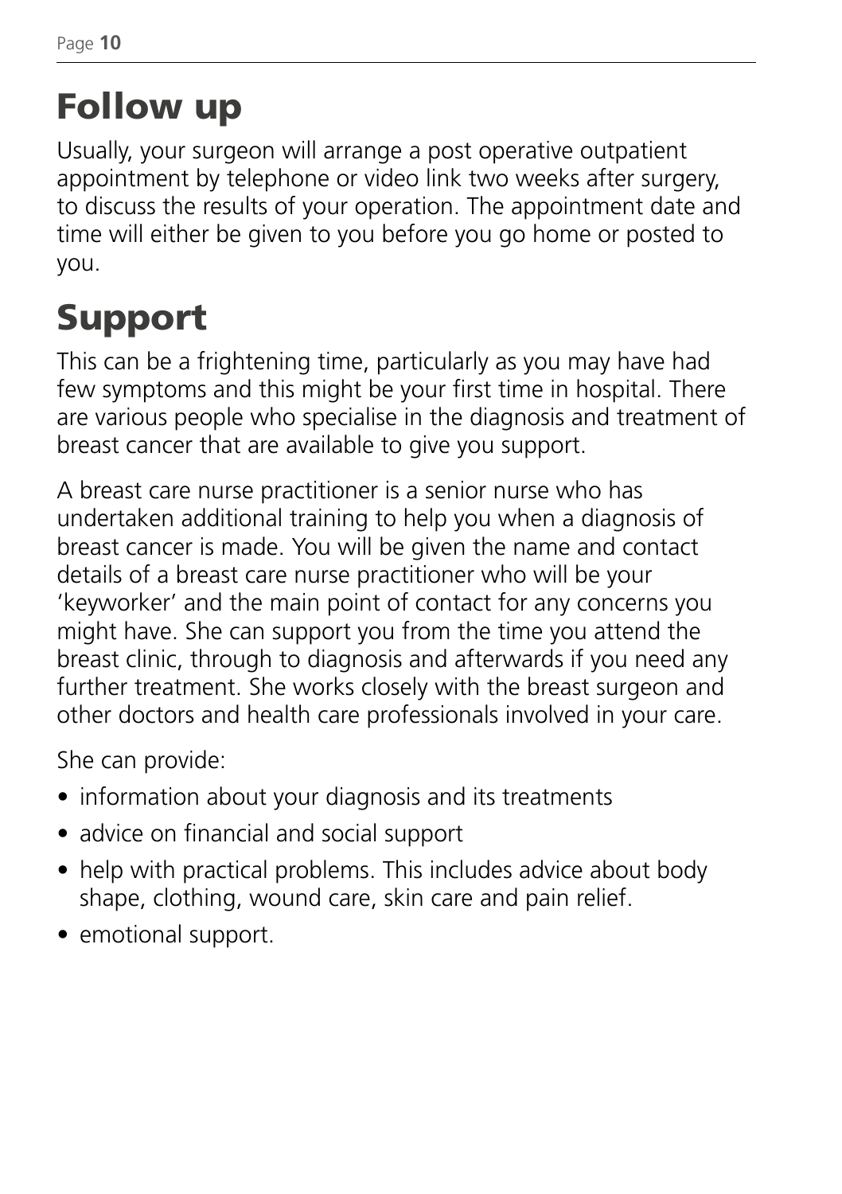# Follow up

Usually, your surgeon will arrange a post operative outpatient appointment by telephone or video link two weeks after surgery, to discuss the results of your operation. The appointment date and time will either be given to you before you go home or posted to you.

# Support

This can be a frightening time, particularly as you may have had few symptoms and this might be your first time in hospital. There are various people who specialise in the diagnosis and treatment of breast cancer that are available to give you support.

A breast care nurse practitioner is a senior nurse who has undertaken additional training to help you when a diagnosis of breast cancer is made. You will be given the name and contact details of a breast care nurse practitioner who will be your 'keyworker' and the main point of contact for any concerns you might have. She can support you from the time you attend the breast clinic, through to diagnosis and afterwards if you need any further treatment. She works closely with the breast surgeon and other doctors and health care professionals involved in your care.

She can provide:

- information about your diagnosis and its treatments
- advice on financial and social support
- help with practical problems. This includes advice about body shape, clothing, wound care, skin care and pain relief.
- emotional support.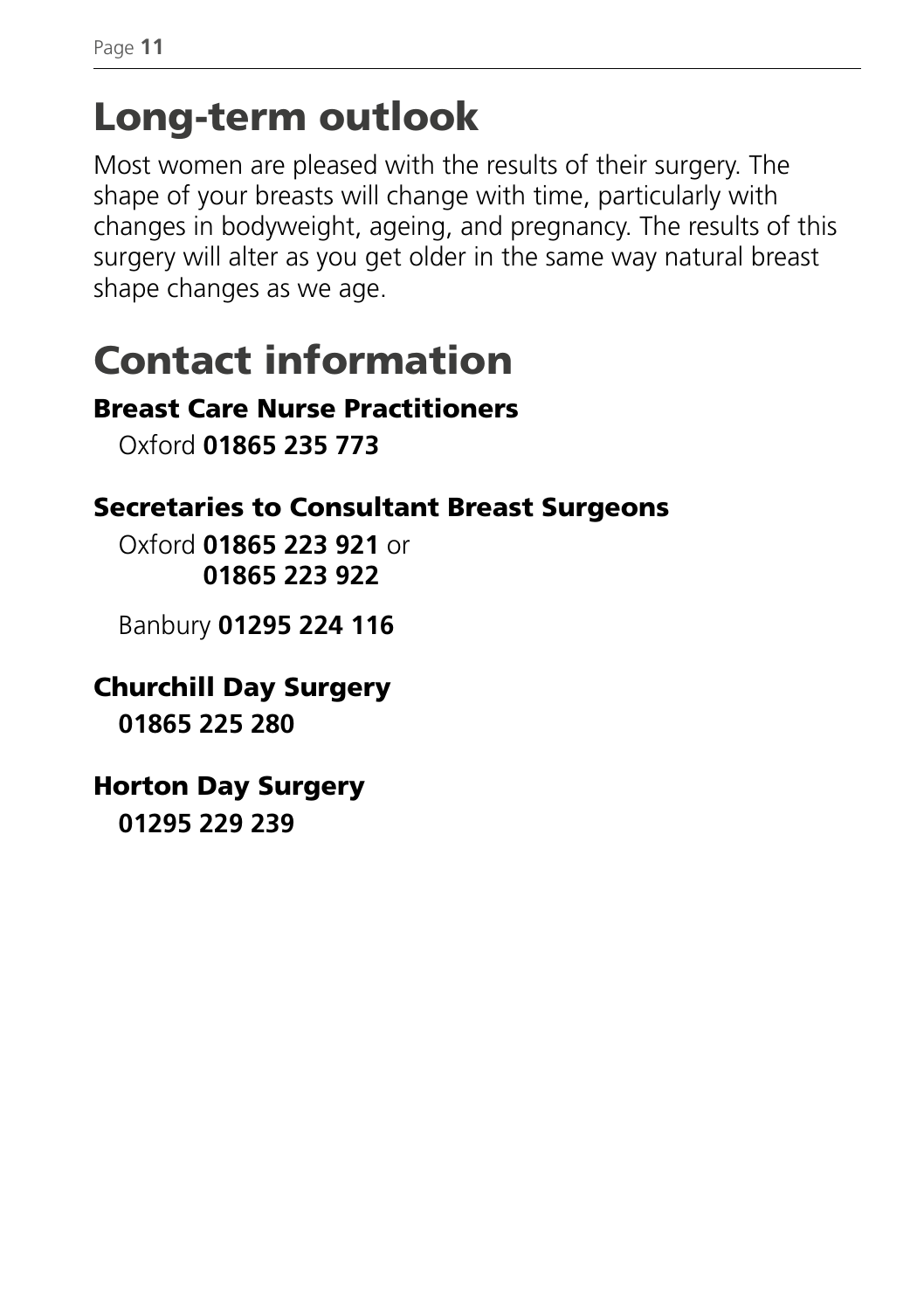# Long-term outlook

Most women are pleased with the results of their surgery. The shape of your breasts will change with time, particularly with changes in bodyweight, ageing, and pregnancy. The results of this surgery will alter as you get older in the same way natural breast shape changes as we age.

# Contact information

### Breast Care Nurse Practitioners

Oxford **01865 235 773**

### Secretaries to Consultant Breast Surgeons

Oxford **01865 223 921** or
**01865 223 922**

Banbury **01295 224 116**

### Churchill Day Surgery

**01865 225 280**

### Horton Day Surgery

**01295 229 239**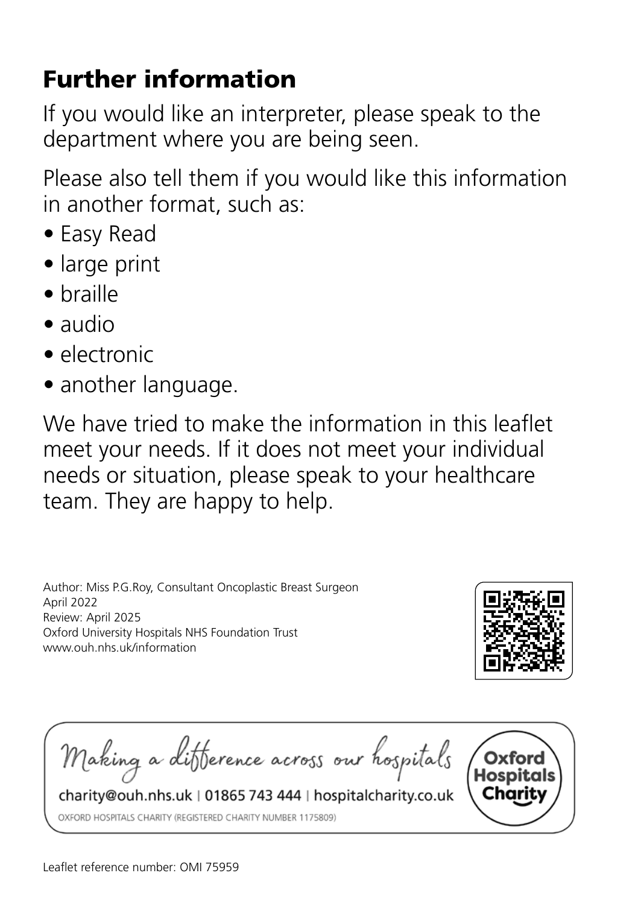## Further information

If you would like an interpreter, please speak to the department where you are being seen.

Please also tell them if you would like this information in another format, such as:

- Easy Read
- large print
- braille
- audio
- electronic
- another language.

We have tried to make the information in this leaflet meet your needs. If it does not meet your individual needs or situation, please speak to your healthcare team. They are happy to help.

Author: Miss P.G.Roy, Consultant Oncoplastic Breast Surgeon
April 2022
Review: April 2025
Oxford University Hospitals NHS Foundation Trust
www.ouh.nhs.uk/information

Making a difference across our hospitals

charity@ouh.nhs.uk | 01865 743 444 | hospitalcharity.co.uk

Oxford Hospitals Charity

OXFORD HOSPITALS CHARITY (REGISTERED CHARITY NUMBER 1175809)

Leaflet reference number: OMI 75959